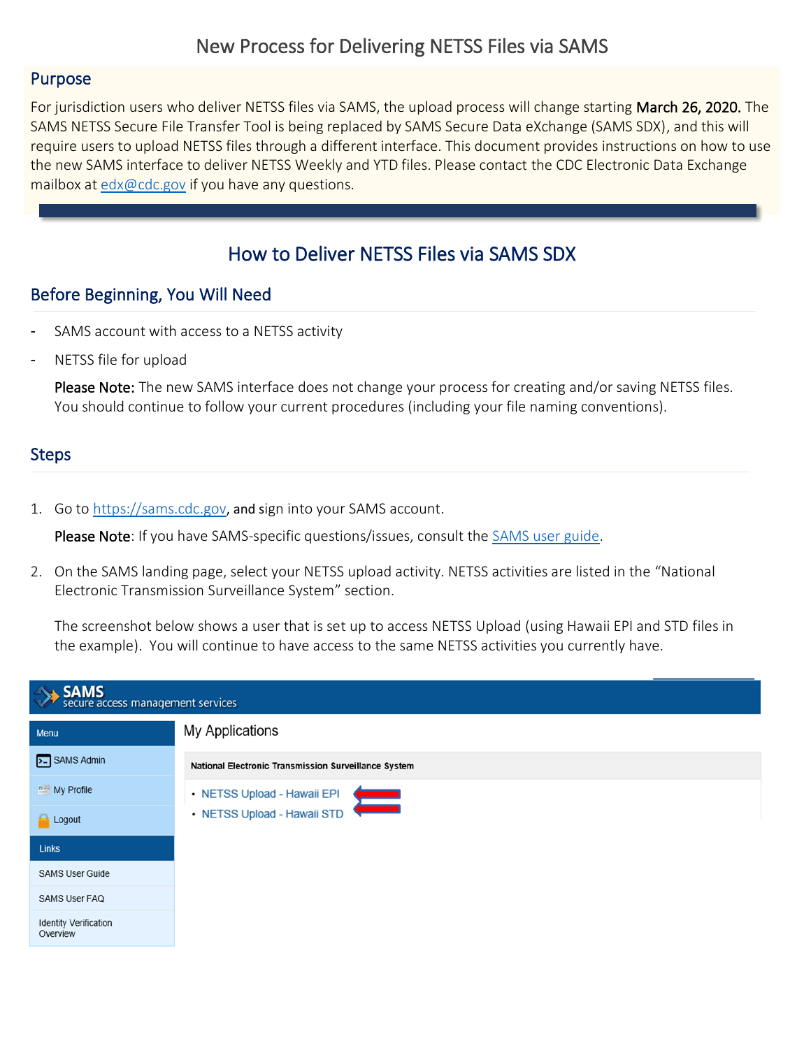# New Process for Delivering NETSS Files via SAMS

## Purpose

For jurisdiction users who deliver NETSS files via SAMS, the upload process will change starting **March 26, 2020.** The SAMS NETSS Secure File Transfer Tool is being replaced by SAMS Secure Data eXchange (SAMS SDX), and this will require users to upload NETSS files through a different interface. This document provides instructions on how to use the new SAMS interface to deliver NETSS Weekly and YTD files. Please contact the CDC Electronic Data Exchange mailbox at edx@cdc.gov if you have any questions.

## How to Deliver NETSS Files via SAMS SDX

### Before Beginning, You Will Need

- SAMS account with access to a NETSS activity
- NETSS file for upload

  **Please Note:** The new SAMS interface does not change your process for creating and/or saving NETSS files. You should continue to follow your current procedures (including your file naming conventions).

### Steps

1. Go to https://sams.cdc.gov, and sign into your SAMS account.

   **Please Note**: If you have SAMS-specific questions/issues, consult the SAMS user guide.

2. On the SAMS landing page, select your NETSS upload activity. NETSS activities are listed in the "National Electronic Transmission Surveillance System" section.

   The screenshot below shows a user that is set up to access NETSS Upload (using Hawaii EPI and STD files in the example). You will continue to have access to the same NETSS activities you currently have.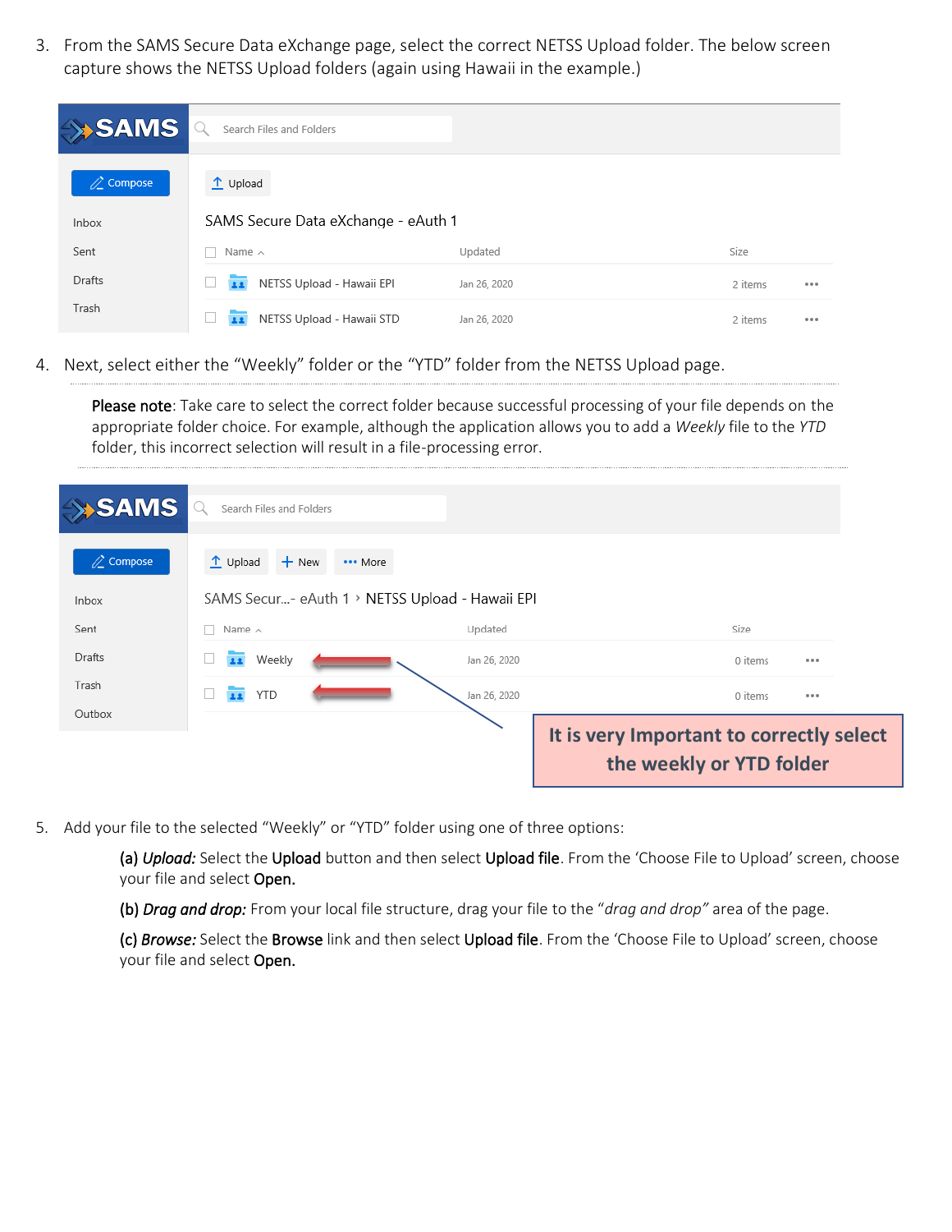3. From the SAMS Secure Data eXchange page, select the correct NETSS Upload folder. The below screen capture shows the NETSS Upload folders (again using Hawaii in the example.)

4. Next, select either the "Weekly" folder or the "YTD" folder from the NETSS Upload page.

   **Please note**: Take care to select the correct folder because successful processing of your file depends on the appropriate folder choice. For example, although the application allows you to add a *Weekly* file to the *YTD* folder, this incorrect selection will result in a file-processing error.

5. Add your file to the selected "Weekly" or "YTD" folder using one of three options:

   **(a)** ***Upload:*** Select the **Upload** button and then select **Upload file**. From the 'Choose File to Upload' screen, choose your file and select **Open.**

   **(b)** ***Drag and drop:*** From your local file structure, drag your file to the "*drag and drop"* area of the page.

   **(c)** ***Browse:*** Select the **Browse** link and then select **Upload file**. From the 'Choose File to Upload' screen, choose your file and select **Open.**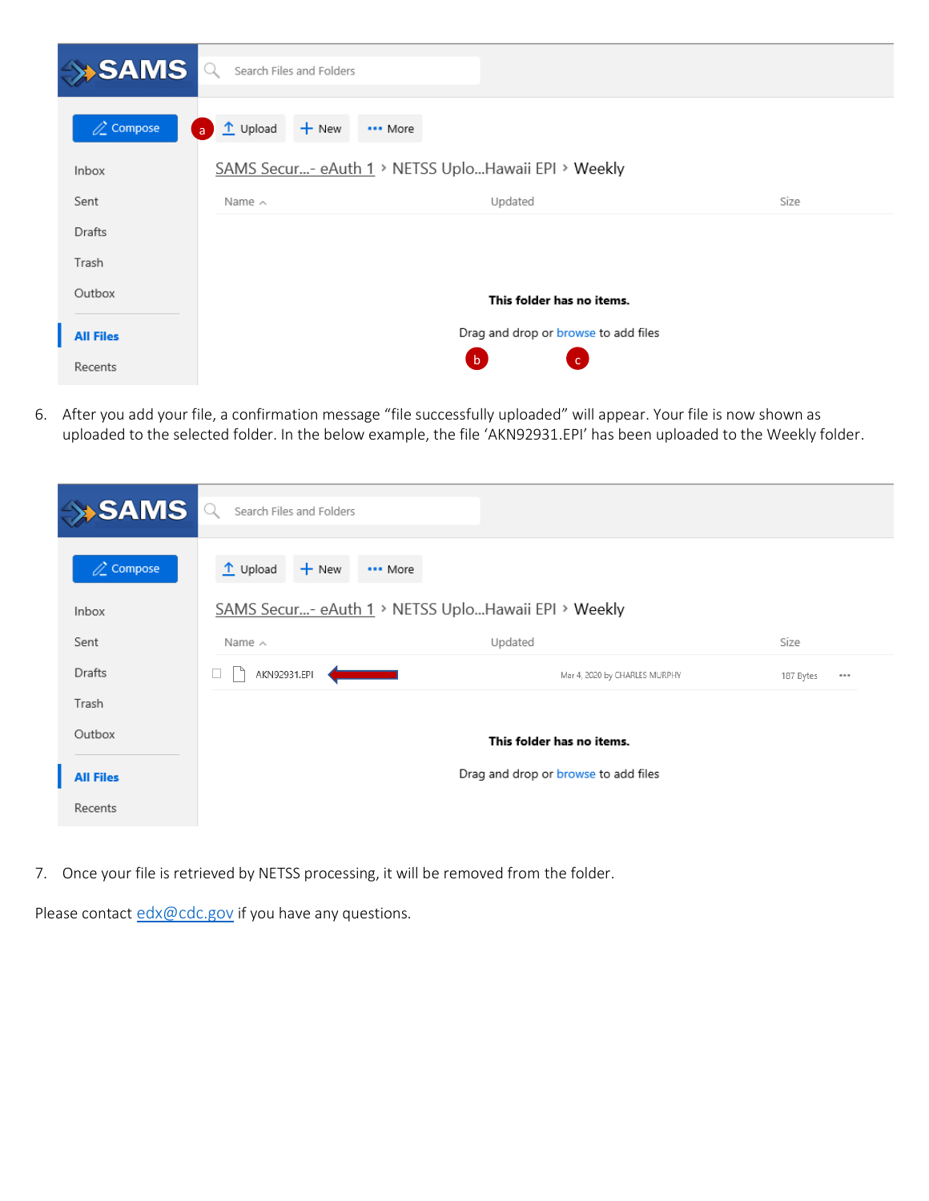6. After you add your file, a confirmation message "file successfully uploaded" will appear. Your file is now shown as uploaded to the selected folder. In the below example, the file 'AKN92931.EPI' has been uploaded to the Weekly folder.

7. Once your file is retrieved by NETSS processing, it will be removed from the folder.

Please contact edx@cdc.gov if you have any questions.